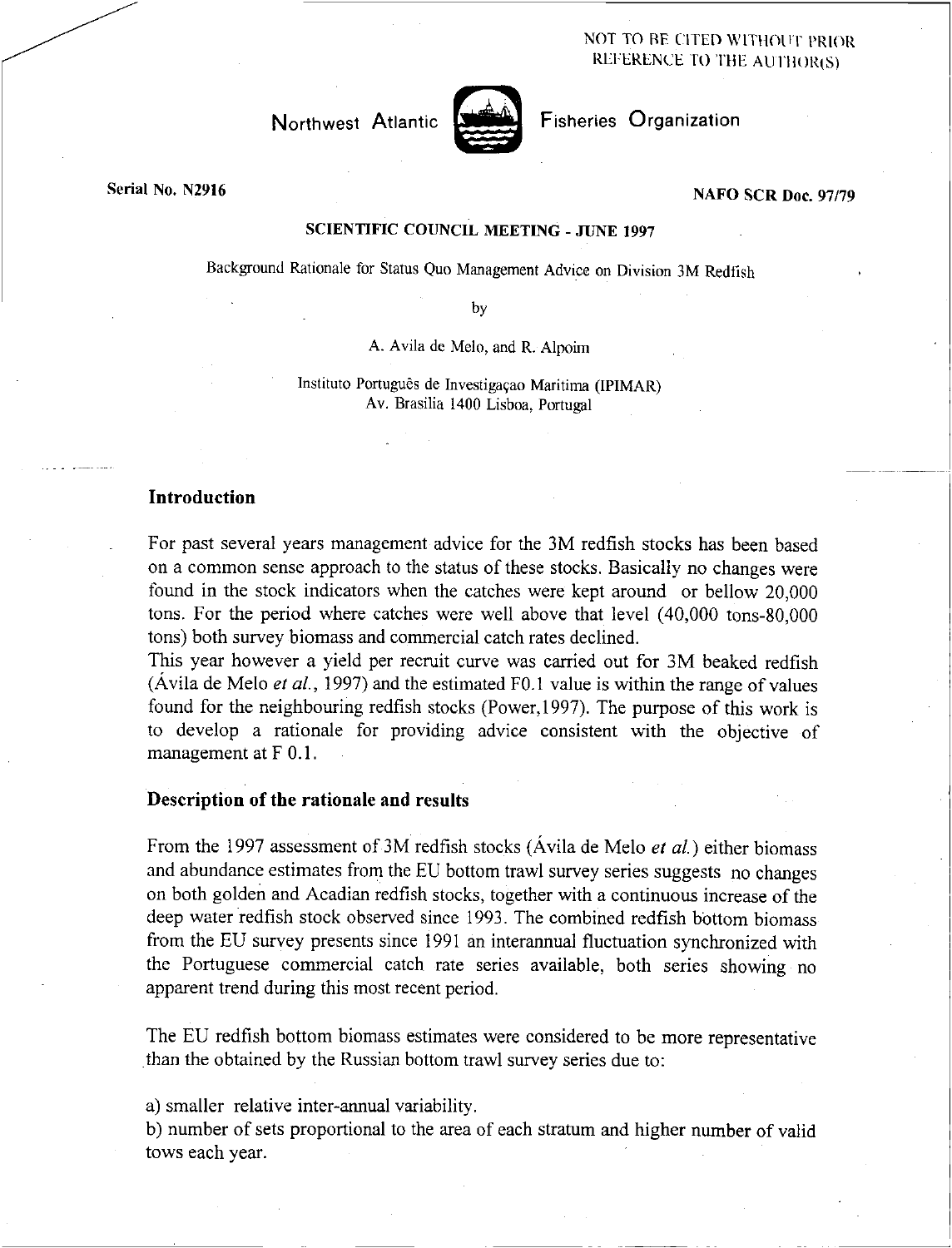NOT TO BE CITED WITHOUT PRIOR REFERENCE TO THE AUTHOR(S)

Northwest Atlantic Fisheries Organization

Serial No. N2916

NAFO SCR Doc. 97/79

SCIENTIFIC COUNCIL MEETING - JUNE 1997

Background Rationale for Status Quo Management Advice on Division 3M Redfish

by

A. Avila de Melo, and R. Alpoim

Instituto Português de Investigaçao Maritima (IPIMAR)
Av. Brasilia 1400 Lisboa, Portugal

## Introduction

For past several years management advice for the 3M redfish stocks has been based on a common sense approach to the status of these stocks. Basically no changes were found in the stock indicators when the catches were kept around or bellow 20,000 tons. For the period where catches were well above that level (40,000 tons-80,000 tons) both survey biomass and commercial catch rates declined.

This year however a yield per recruit curve was carried out for 3M beaked redfish (Ávila de Melo *et al.*, 1997) and the estimated F0.1 value is within the range of values found for the neighbouring redfish stocks (Power,1997). The purpose of this work is to develop a rationale for providing advice consistent with the objective of management at F 0.1.

## Description of the rationale and results

From the 1997 assessment of 3M redfish stocks (Ávila de Melo *et al.*) either biomass and abundance estimates from the EU bottom trawl survey series suggests no changes on both golden and Acadian redfish stocks, together with a continuous increase of the deep water redfish stock observed since 1993. The combined redfish bottom biomass from the EU survey presents since 1991 an interannual fluctuation synchronized with the Portuguese commercial catch rate series available, both series showing no apparent trend during this most recent period.

The EU redfish bottom biomass estimates were considered to be more representative than the obtained by the Russian bottom trawl survey series due to:

a) smaller relative inter-annual variability.
b) number of sets proportional to the area of each stratum and higher number of valid tows each year.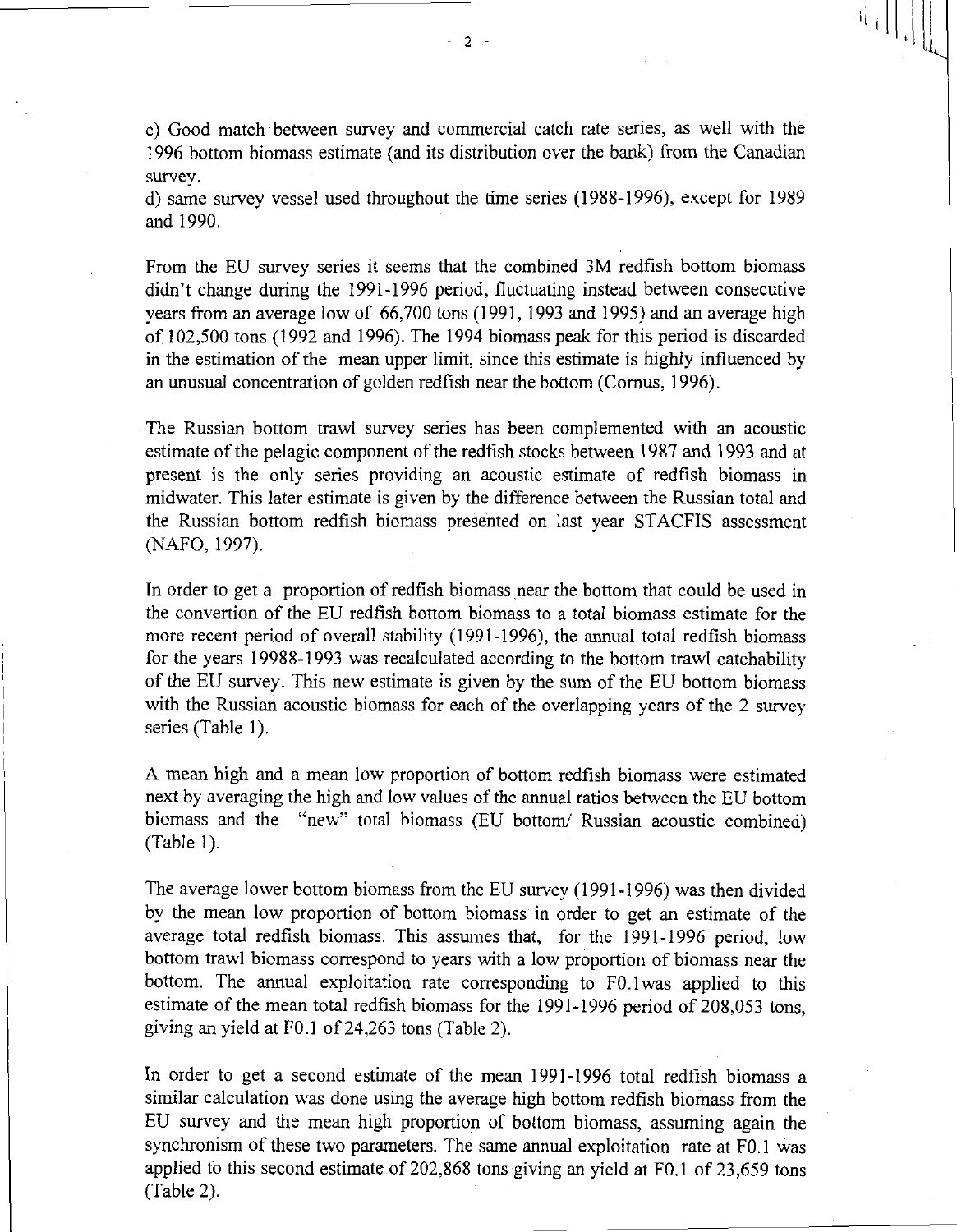c) Good match between survey and commercial catch rate series, as well with the 1996 bottom biomass estimate (and its distribution over the bank) from the Canadian survey.

d) same survey vessel used throughout the time series (1988-1996), except for 1989 and 1990.

From the EU survey series it seems that the combined 3M redfish bottom biomass didn't change during the 1991-1996 period, fluctuating instead between consecutive years from an average low of 66,700 tons (1991, 1993 and 1995) and an average high of 102,500 tons (1992 and 1996). The 1994 biomass peak for this period is discarded in the estimation of the mean upper limit, since this estimate is highly influenced by an unusual concentration of golden redfish near the bottom (Cornus, 1996).

The Russian bottom trawl survey series has been complemented with an acoustic estimate of the pelagic component of the redfish stocks between 1987 and 1993 and at present is the only series providing an acoustic estimate of redfish biomass in midwater. This later estimate is given by the difference between the Russian total and the Russian bottom redfish biomass presented on last year STACFIS assessment (NAFO, 1997).

In order to get a proportion of redfish biomass near the bottom that could be used in the convertion of the EU redfish bottom biomass to a total biomass estimate for the more recent period of overall stability (1991-1996), the annual total redfish biomass for the years 19988-1993 was recalculated according to the bottom trawl catchability of the EU survey. This new estimate is given by the sum of the EU bottom biomass with the Russian acoustic biomass for each of the overlapping years of the 2 survey series (Table 1).

A mean high and a mean low proportion of bottom redfish biomass were estimated next by averaging the high and low values of the annual ratios between the EU bottom biomass and the "new" total biomass (EU bottom/ Russian acoustic combined) (Table 1).

The average lower bottom biomass from the EU survey (1991-1996) was then divided by the mean low proportion of bottom biomass in order to get an estimate of the average total redfish biomass. This assumes that, for the 1991-1996 period, low bottom trawl biomass correspond to years with a low proportion of biomass near the bottom. The annual exploitation rate corresponding to F0.1was applied to this estimate of the mean total redfish biomass for the 1991-1996 period of 208,053 tons, giving an yield at F0.1 of 24,263 tons (Table 2).

In order to get a second estimate of the mean 1991-1996 total redfish biomass a similar calculation was done using the average high bottom redfish biomass from the EU survey and the mean high proportion of bottom biomass, assuming again the synchronism of these two parameters. The same annual exploitation rate at F0.1 was applied to this second estimate of 202,868 tons giving an yield at F0.1 of 23,659 tons (Table 2).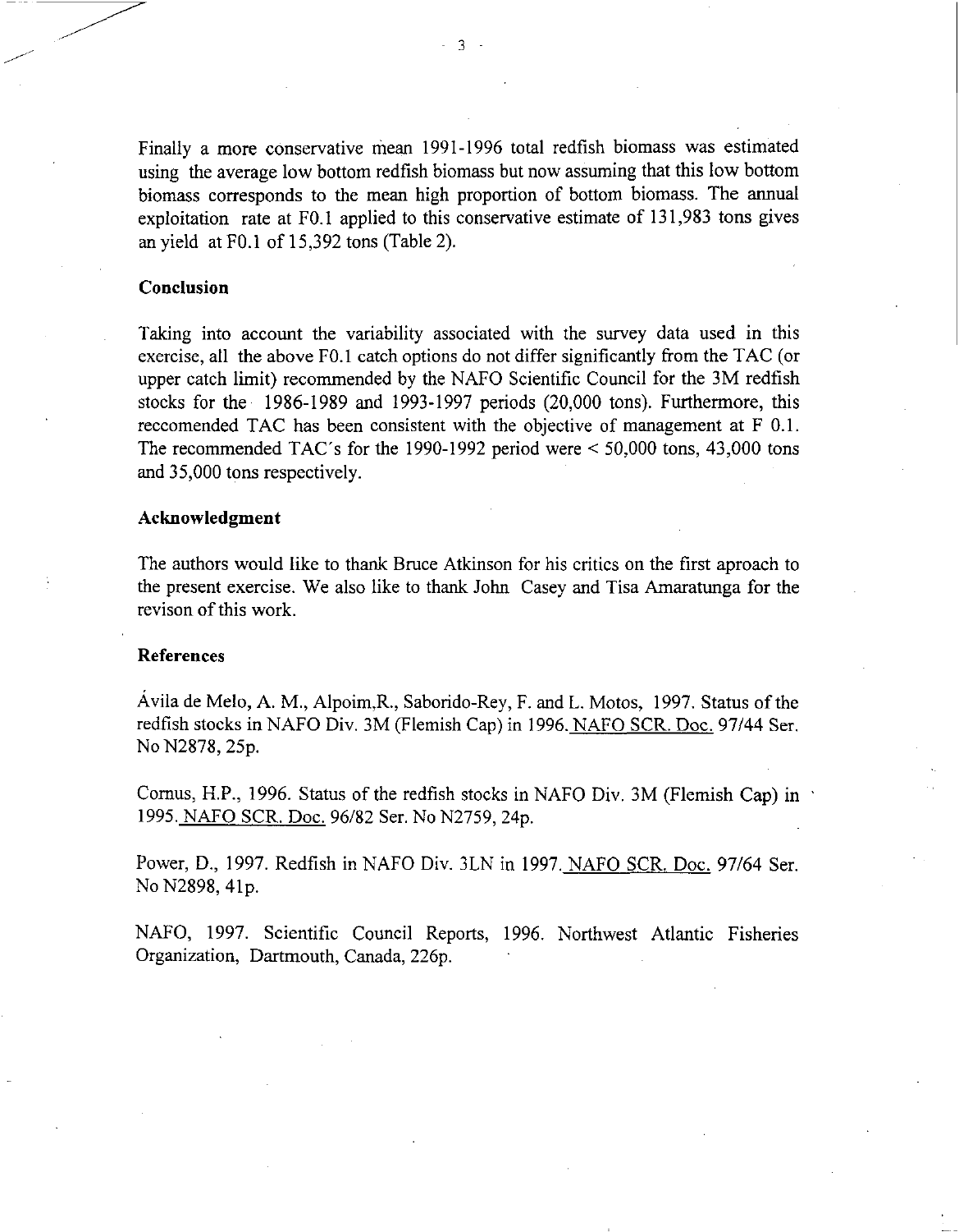Finally a more conservative mean 1991-1996 total redfish biomass was estimated using the average low bottom redfish biomass but now assuming that this low bottom biomass corresponds to the mean high proportion of bottom biomass. The annual exploitation rate at F0.1 applied to this conservative estimate of 131,983 tons gives an yield at F0.1 of 15,392 tons (Table 2).

## Conclusion

Taking into account the variability associated with the survey data used in this exercise, all the above F0.1 catch options do not differ significantly from the TAC (or upper catch limit) recommended by the NAFO Scientific Council for the 3M redfish stocks for the 1986-1989 and 1993-1997 periods (20,000 tons). Furthermore, this reccomended TAC has been consistent with the objective of management at F 0.1. The recommended TAC's for the 1990-1992 period were < 50,000 tons, 43,000 tons and 35,000 tons respectively.

## Acknowledgment

The authors would like to thank Bruce Atkinson for his critics on the first aproach to the present exercise. We also like to thank John Casey and Tisa Amaratunga for the revison of this work.

## References

Ávila de Melo, A. M., Alpoim,R., Saborido-Rey, F. and L. Motos, 1997. Status of the redfish stocks in NAFO Div. 3M (Flemish Cap) in 1996. NAFO SCR. Doc. 97/44 Ser. No N2878, 25p.

Cornus, H.P., 1996. Status of the redfish stocks in NAFO Div. 3M (Flemish Cap) in 1995. NAFO SCR. Doc. 96/82 Ser. No N2759, 24p.

Power, D., 1997. Redfish in NAFO Div. 3LN in 1997. NAFO SCR. Doc. 97/64 Ser. No N2898, 41p.

NAFO, 1997. Scientific Council Reports, 1996. Northwest Atlantic Fisheries Organization, Dartmouth, Canada, 226p.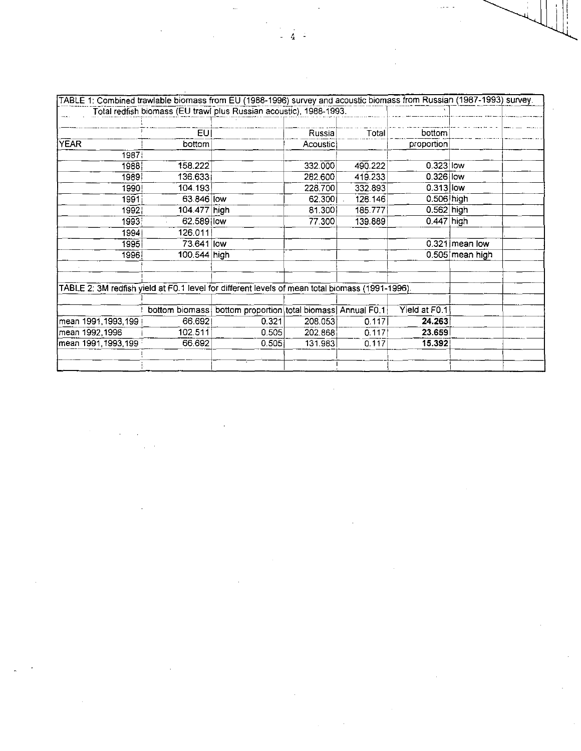TABLE 1: Combined trawlable biomass from EU (1988-1996) survey and acoustic biomass from Russian (1987-1993) survey.

Total redfish biomass (EU trawl plus Russian acoustic), 1988-1993.

| YEAR | EU bottom | | Russia Acoustic | Total | bottom proportion | |
|---|---|---|---|---|---|---|
| 1987 | | | | | | |
| 1988 | 158.222 | | 332.000 | 490.222 | 0.323 | low |
| 1989 | 136.633 | | 282.600 | 419.233 | 0.326 | low |
| 1990 | 104.193 | | 228.700 | 332.893 | 0.313 | low |
| 1991 | 63.846 | low | 62.300 | 126.146 | 0.506 | high |
| 1992 | 104.477 | high | 81.300 | 185.777 | 0.562 | high |
| 1993 | 62.589 | low | 77.300 | 139.889 | 0.447 | high |
| 1994 | 126.011 | | | | | |
| 1995 | 73.641 | low | | | 0.321 | mean low |
| 1996 | 100.544 | high | | | 0.505 | mean high |

TABLE 2: 3M redfish yield at F0.1 level for different levels of mean total biomass (1991-1996).

| | bottom biomass | bottom proportion | total biomass | Annual F0.1 | Yield at F0.1 |
|---|---|---|---|---|---|
| mean 1991,1993,199 | 66.692 | 0.321 | 208.053 | 0.117 | **24.263** |
| mean 1992,1996 | 102.511 | 0.505 | 202.868 | 0.117 | **23.659** |
| mean 1991,1993,199 | 66.692 | 0.505 | 131.983 | 0.117 | **15.392** |